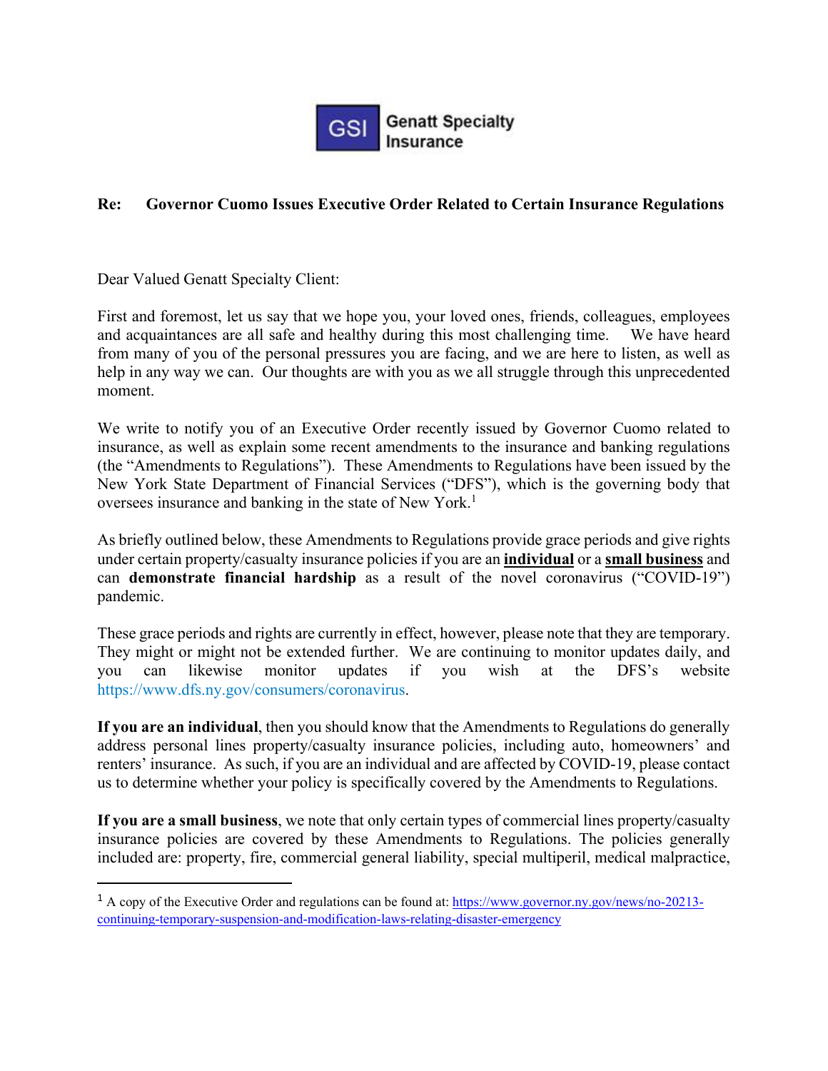GSI Genatt Specialty Insurance

**Re: Governor Cuomo Issues Executive Order Related to Certain Insurance Regulations**

Dear Valued Genatt Specialty Client:

First and foremost, let us say that we hope you, your loved ones, friends, colleagues, employees and acquaintances are all safe and healthy during this most challenging time. We have heard from many of you of the personal pressures you are facing, and we are here to listen, as well as help in any way we can. Our thoughts are with you as we all struggle through this unprecedented moment.

We write to notify you of an Executive Order recently issued by Governor Cuomo related to insurance, as well as explain some recent amendments to the insurance and banking regulations (the "Amendments to Regulations"). These Amendments to Regulations have been issued by the New York State Department of Financial Services ("DFS"), which is the governing body that oversees insurance and banking in the state of New York.[1]

As briefly outlined below, these Amendments to Regulations provide grace periods and give rights under certain property/casualty insurance policies if you are an **individual** or a **small business** and can **demonstrate financial hardship** as a result of the novel coronavirus ("COVID-19") pandemic.

These grace periods and rights are currently in effect, however, please note that they are temporary. They might or might not be extended further. We are continuing to monitor updates daily, and you can likewise monitor updates if you wish at the DFS's website https://www.dfs.ny.gov/consumers/coronavirus.

**If you are an individual**, then you should know that the Amendments to Regulations do generally address personal lines property/casualty insurance policies, including auto, homeowners' and renters' insurance. As such, if you are an individual and are affected by COVID-19, please contact us to determine whether your policy is specifically covered by the Amendments to Regulations.

**If you are a small business**, we note that only certain types of commercial lines property/casualty insurance policies are covered by these Amendments to Regulations. The policies generally included are: property, fire, commercial general liability, special multiperil, medical malpractice,

[1] A copy of the Executive Order and regulations can be found at: https://www.governor.ny.gov/news/no-20213-continuing-temporary-suspension-and-modification-laws-relating-disaster-emergency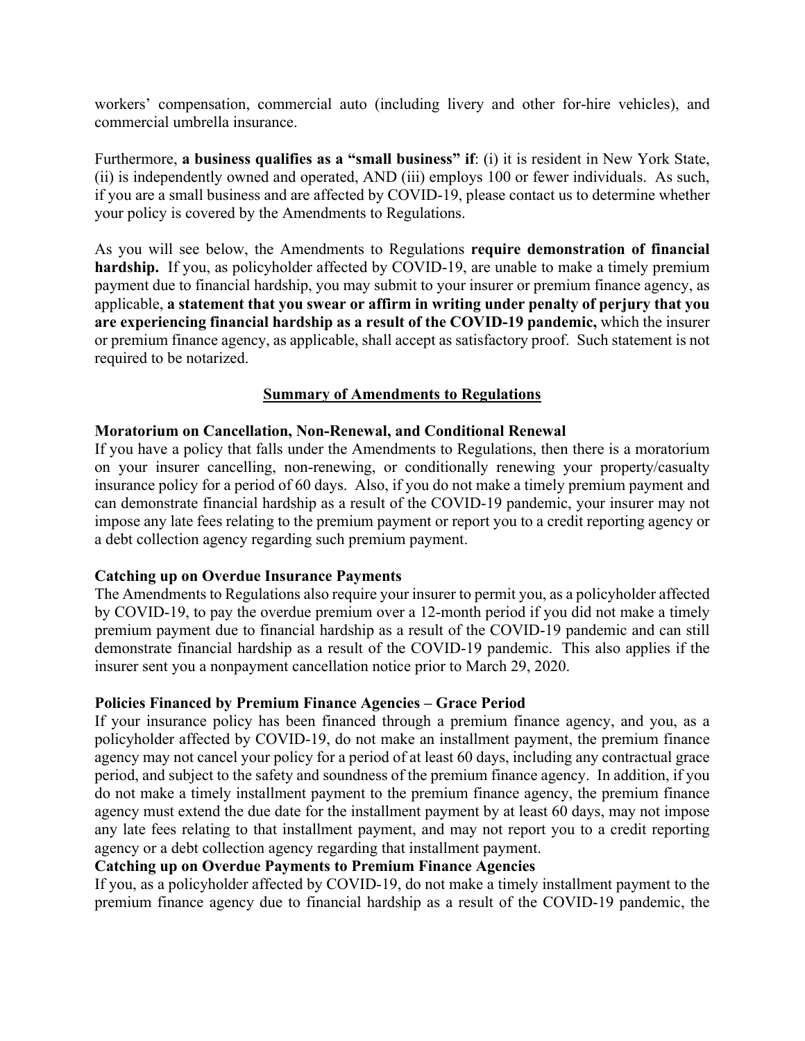workers' compensation, commercial auto (including livery and other for-hire vehicles), and commercial umbrella insurance.

Furthermore, **a business qualifies as a "small business" if**: (i) it is resident in New York State, (ii) is independently owned and operated, AND (iii) employs 100 or fewer individuals. As such, if you are a small business and are affected by COVID-19, please contact us to determine whether your policy is covered by the Amendments to Regulations.

As you will see below, the Amendments to Regulations **require demonstration of financial hardship.** If you, as policyholder affected by COVID-19, are unable to make a timely premium payment due to financial hardship, you may submit to your insurer or premium finance agency, as applicable, **a statement that you swear or affirm in writing under penalty of perjury that you are experiencing financial hardship as a result of the COVID-19 pandemic,** which the insurer or premium finance agency, as applicable, shall accept as satisfactory proof. Such statement is not required to be notarized.

## Summary of Amendments to Regulations

**Moratorium on Cancellation, Non-Renewal, and Conditional Renewal**

If you have a policy that falls under the Amendments to Regulations, then there is a moratorium on your insurer cancelling, non-renewing, or conditionally renewing your property/casualty insurance policy for a period of 60 days. Also, if you do not make a timely premium payment and can demonstrate financial hardship as a result of the COVID-19 pandemic, your insurer may not impose any late fees relating to the premium payment or report you to a credit reporting agency or a debt collection agency regarding such premium payment.

**Catching up on Overdue Insurance Payments**

The Amendments to Regulations also require your insurer to permit you, as a policyholder affected by COVID-19, to pay the overdue premium over a 12-month period if you did not make a timely premium payment due to financial hardship as a result of the COVID-19 pandemic and can still demonstrate financial hardship as a result of the COVID-19 pandemic. This also applies if the insurer sent you a nonpayment cancellation notice prior to March 29, 2020.

**Policies Financed by Premium Finance Agencies – Grace Period**

If your insurance policy has been financed through a premium finance agency, and you, as a policyholder affected by COVID-19, do not make an installment payment, the premium finance agency may not cancel your policy for a period of at least 60 days, including any contractual grace period, and subject to the safety and soundness of the premium finance agency. In addition, if you do not make a timely installment payment to the premium finance agency, the premium finance agency must extend the due date for the installment payment by at least 60 days, may not impose any late fees relating to that installment payment, and may not report you to a credit reporting agency or a debt collection agency regarding that installment payment.

**Catching up on Overdue Payments to Premium Finance Agencies**

If you, as a policyholder affected by COVID-19, do not make a timely installment payment to the premium finance agency due to financial hardship as a result of the COVID-19 pandemic, the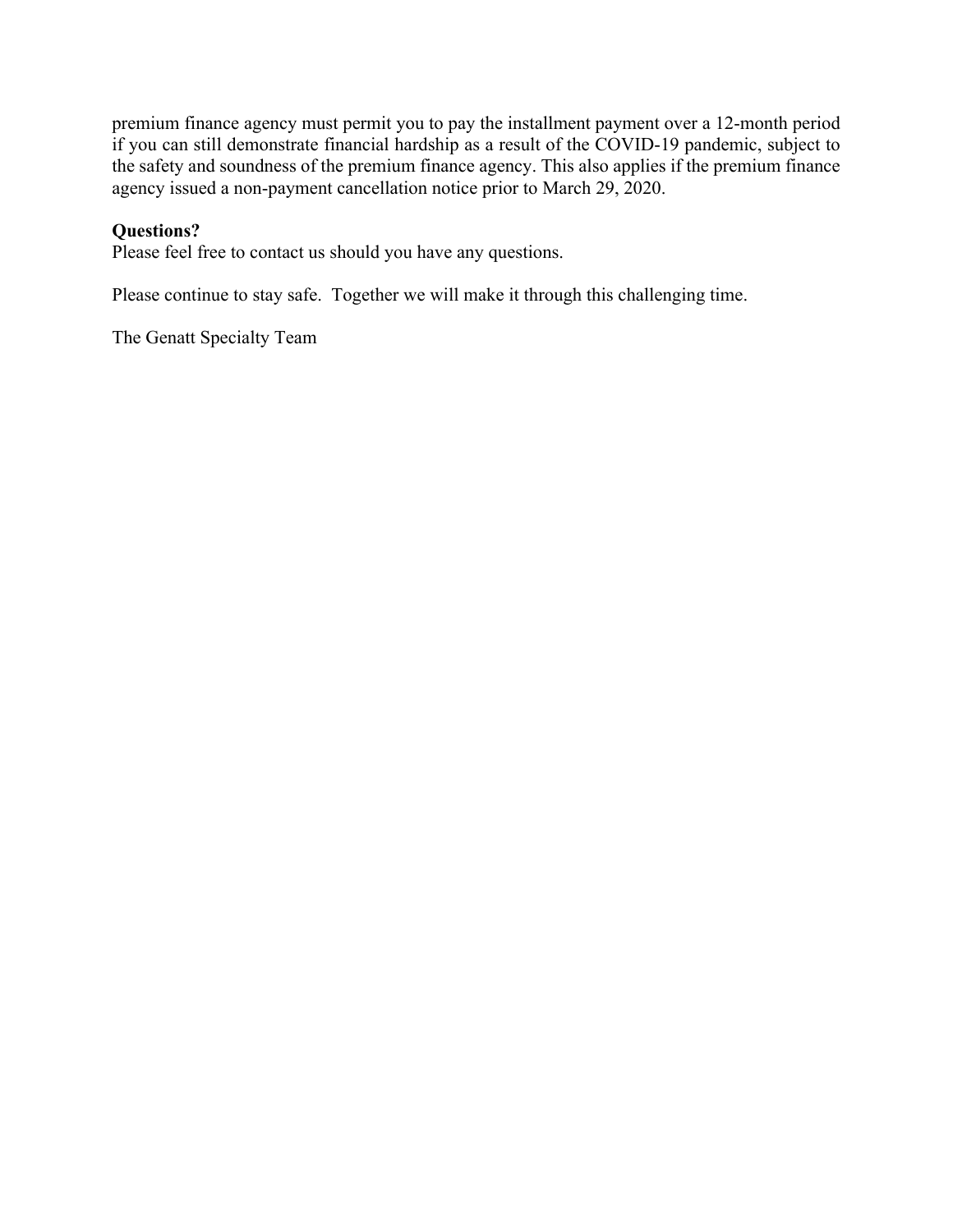premium finance agency must permit you to pay the installment payment over a 12-month period if you can still demonstrate financial hardship as a result of the COVID-19 pandemic, subject to the safety and soundness of the premium finance agency. This also applies if the premium finance agency issued a non-payment cancellation notice prior to March 29, 2020.

**Questions?**

Please feel free to contact us should you have any questions.

Please continue to stay safe. Together we will make it through this challenging time.

The Genatt Specialty Team